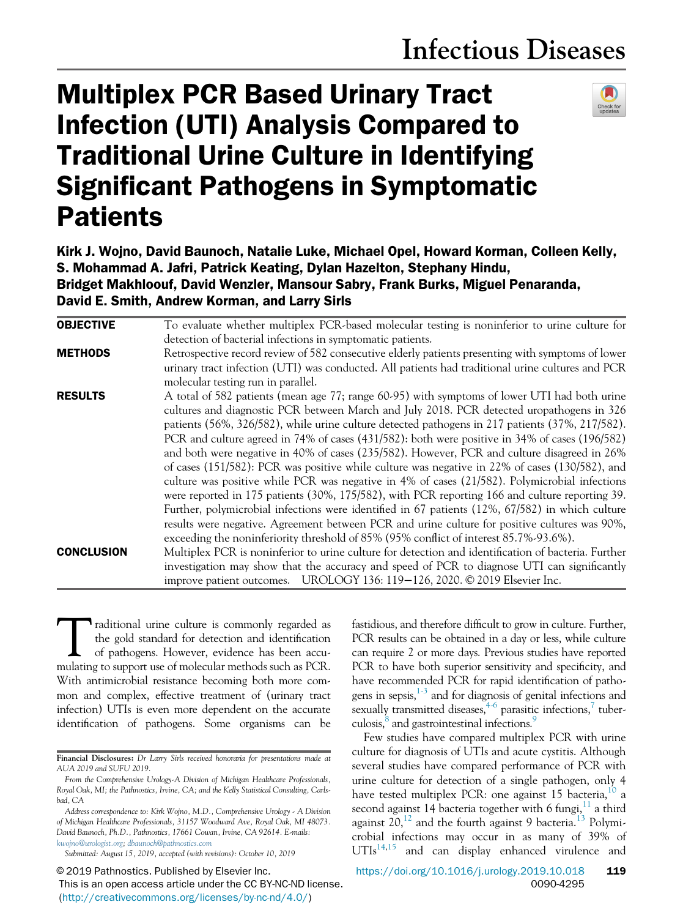Infectious Diseases

# Multiplex PCR Based Urinary Tract Infection (UTI) Analysis Compared to Traditional Urine Culture in Identifying Significant Pathogens in Symptomatic Patients

**Kirk J. Wojno, David Baunoch, Natalie Luke, Michael Opel, Howard Korman, Colleen Kelly, S. Mohammad A. Jafri, Patrick Keating, Dylan Hazelton, Stephany Hindu, Bridget Makhloouf, David Wenzler, Mansour Sabry, Frank Burks, Miguel Penaranda, David E. Smith, Andrew Korman, and Larry Sirls**

**OBJECTIVE** To evaluate whether multiplex PCR-based molecular testing is noninferior to urine culture for detection of bacterial infections in symptomatic patients.

**METHODS** Retrospective record review of 582 consecutive elderly patients presenting with symptoms of lower urinary tract infection (UTI) was conducted. All patients had traditional urine cultures and PCR molecular testing run in parallel.

**RESULTS** A total of 582 patients (mean age 77; range 60-95) with symptoms of lower UTI had both urine cultures and diagnostic PCR between March and July 2018. PCR detected uropathogens in 326 patients (56%, 326/582), while urine culture detected pathogens in 217 patients (37%, 217/582). PCR and culture agreed in 74% of cases (431/582): both were positive in 34% of cases (196/582) and both were negative in 40% of cases (235/582). However, PCR and culture disagreed in 26% of cases (151/582): PCR was positive while culture was negative in 22% of cases (130/582), and culture was positive while PCR was negative in 4% of cases (21/582). Polymicrobial infections were reported in 175 patients (30%, 175/582), with PCR reporting 166 and culture reporting 39. Further, polymicrobial infections were identified in 67 patients (12%, 67/582) in which culture results were negative. Agreement between PCR and urine culture for positive cultures was 90%, exceeding the noninferiority threshold of 85% (95% conflict of interest 85.7%-93.6%).

**CONCLUSION** Multiplex PCR is noninferior to urine culture for detection and identification of bacteria. Further investigation may show that the accuracy and speed of PCR to diagnose UTI can significantly improve patient outcomes. UROLOGY 136: 119−126, 2020. © 2019 Elsevier Inc.

Traditional urine culture is commonly regarded as the gold standard for detection and identification of pathogens. However, evidence has been accumulating to support use of molecular methods such as PCR. With antimicrobial resistance becoming both more common and complex, effective treatment of (urinary tract infection) UTIs is even more dependent on the accurate identification of pathogens. Some organisms can be fastidious, and therefore difficult to grow in culture. Further, PCR results can be obtained in a day or less, while culture can require 2 or more days. Previous studies have reported PCR to have both superior sensitivity and specificity, and have recommended PCR for rapid identification of pathogens in sepsis,[1-3] and for diagnosis of genital infections and sexually transmitted diseases,[4-6] parasitic infections,[7] tuberculosis,[8] and gastrointestinal infections.[9]

Few studies have compared multiplex PCR with urine culture for diagnosis of UTIs and acute cystitis. Although several studies have compared performance of PCR with urine culture for detection of a single pathogen, only 4 have tested multiplex PCR: one against 15 bacteria,[10] a second against 14 bacteria together with 6 fungi,[11] a third against 20,[12] and the fourth against 9 bacteria.[13] Polymicrobial infections may occur in as many of 39% of UTIs[14,15] and can display enhanced virulence and

**Financial Disclosures:** *Dr Larry Sirls received honoraria for presentations made at AUA 2019 and SUFU 2019.*

*From the Comprehensive Urology-A Division of Michigan Healthcare Professionals, Royal Oak, MI; the Pathnostics, Irvine, CA; and the Kelly Statistical Consulting, Carlsbad, CA*

*Address correspondence to: Kirk Wojno, M.D., Comprehensive Urology - A Division of Michigan Healthcare Professionals, 31157 Woodward Ave, Royal Oak, MI 48073. David Baunoch, Ph.D., Pathnostics, 17661 Cowan, Irvine, CA 92614. E-mails: kwojno@urologist.org; dbaunoch@pathnostics.com*

*Submitted: August 15, 2019, accepted (with revisions): October 10, 2019*

© 2019 Pathnostics. Published by Elsevier Inc.
This is an open access article under the CC BY-NC-ND license. (http://creativecommons.org/licenses/by-nc-nd/4.0/)

https://doi.org/10.1016/j.urology.2019.10.018
0090-4295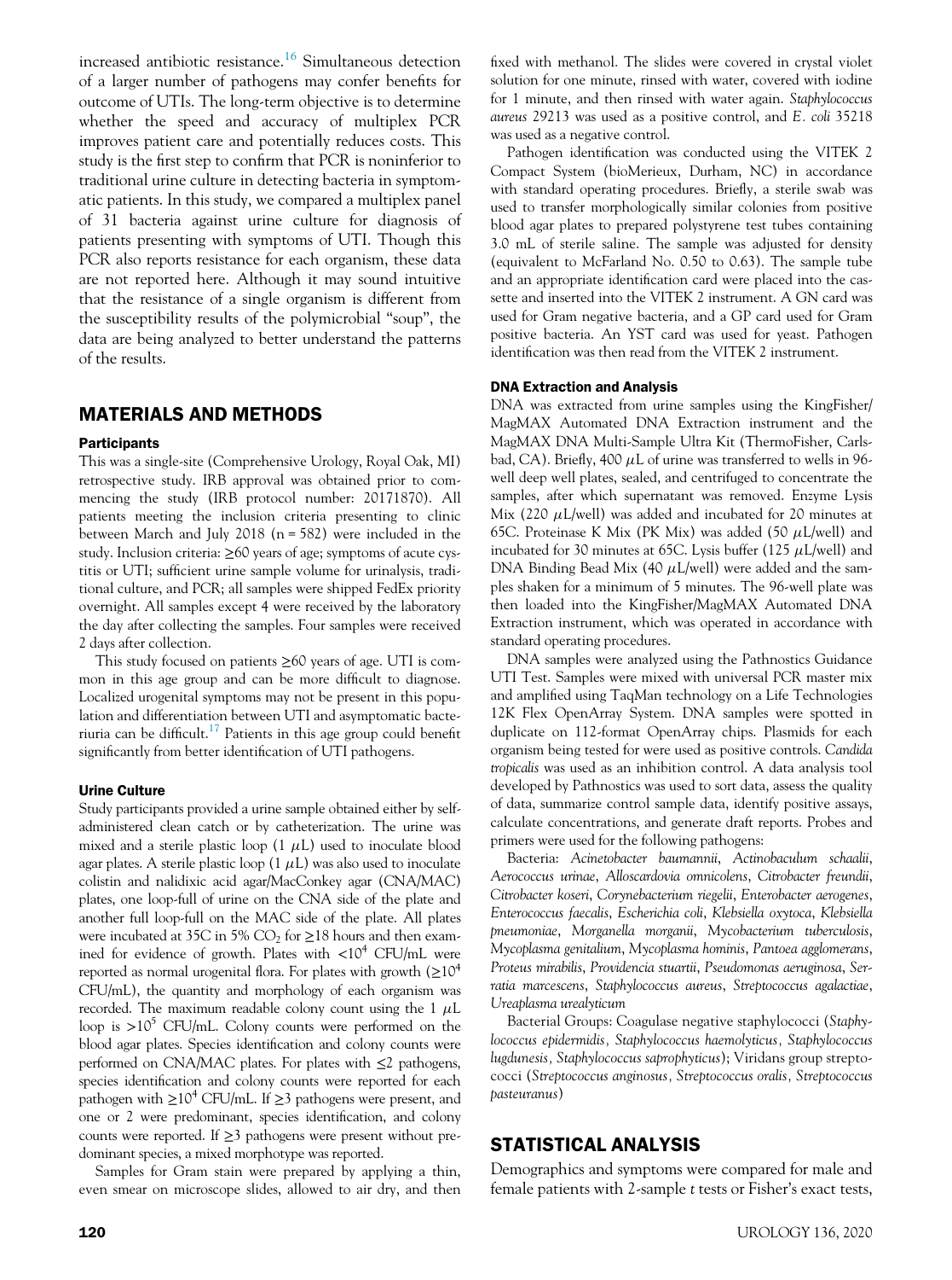increased antibiotic resistance.[16] Simultaneous detection of a larger number of pathogens may confer benefits for outcome of UTIs. The long-term objective is to determine whether the speed and accuracy of multiplex PCR improves patient care and potentially reduces costs. This study is the first step to confirm that PCR is noninferior to traditional urine culture in detecting bacteria in symptomatic patients. In this study, we compared a multiplex panel of 31 bacteria against urine culture for diagnosis of patients presenting with symptoms of UTI. Though this PCR also reports resistance for each organism, these data are not reported here. Although it may sound intuitive that the resistance of a single organism is different from the susceptibility results of the polymicrobial "soup", the data are being analyzed to better understand the patterns of the results.

## MATERIALS AND METHODS

### Participants

This was a single-site (Comprehensive Urology, Royal Oak, MI) retrospective study. IRB approval was obtained prior to commencing the study (IRB protocol number: 20171870). All patients meeting the inclusion criteria presenting to clinic between March and July 2018 (n = 582) were included in the study. Inclusion criteria: ≥60 years of age; symptoms of acute cystitis or UTI; sufficient urine sample volume for urinalysis, traditional culture, and PCR; all samples were shipped FedEx priority overnight. All samples except 4 were received by the laboratory the day after collecting the samples. Four samples were received 2 days after collection.

This study focused on patients ≥60 years of age. UTI is common in this age group and can be more difficult to diagnose. Localized urogenital symptoms may not be present in this population and differentiation between UTI and asymptomatic bacteriuria can be difficult.[17] Patients in this age group could benefit significantly from better identification of UTI pathogens.

### Urine Culture

Study participants provided a urine sample obtained either by self-administered clean catch or by catheterization. The urine was mixed and a sterile plastic loop (1 $\mu$L) used to inoculate blood agar plates. A sterile plastic loop (1 $\mu$L) was also used to inoculate colistin and nalidixic acid agar/MacConkey agar (CNA/MAC) plates, one loop-full of urine on the CNA side of the plate and another full loop-full on the MAC side of the plate. All plates were incubated at 35C in 5% $CO_2$ for ≥18 hours and then examined for evidence of growth. Plates with $<10^4$ CFU/mL were reported as normal urogenital flora. For plates with growth ($\geq 10^4$ CFU/mL), the quantity and morphology of each organism was recorded. The maximum readable colony count using the 1 $\mu$L loop is $>10^5$ CFU/mL. Colony counts were performed on the blood agar plates. Species identification and colony counts were performed on CNA/MAC plates. For plates with ≤2 pathogens, species identification and colony counts were reported for each pathogen with $\geq 10^4$ CFU/mL. If ≥3 pathogens were present, and one or 2 were predominant, species identification, and colony counts were reported. If ≥3 pathogens were present without predominant species, a mixed morphotype was reported.

Samples for Gram stain were prepared by applying a thin, even smear on microscope slides, allowed to air dry, and then fixed with methanol. The slides were covered in crystal violet solution for one minute, rinsed with water, covered with iodine for 1 minute, and then rinsed with water again. *Staphylococcus aureus* 29213 was used as a positive control, and *E. coli* 35218 was used as a negative control.

Pathogen identification was conducted using the VITEK 2 Compact System (bioMerieux, Durham, NC) in accordance with standard operating procedures. Briefly, a sterile swab was used to transfer morphologically similar colonies from positive blood agar plates to prepared polystyrene test tubes containing 3.0 mL of sterile saline. The sample was adjusted for density (equivalent to McFarland No. 0.50 to 0.63). The sample tube and an appropriate identification card were placed into the cassette and inserted into the VITEK 2 instrument. A GN card was used for Gram negative bacteria, and a GP card used for Gram positive bacteria. An YST card was used for yeast. Pathogen identification was then read from the VITEK 2 instrument.

### DNA Extraction and Analysis

DNA was extracted from urine samples using the KingFisher/MagMAX Automated DNA Extraction instrument and the MagMAX DNA Multi-Sample Ultra Kit (ThermoFisher, Carlsbad, CA). Briefly, 400 $\mu$L of urine was transferred to wells in 96-well deep well plates, sealed, and centrifuged to concentrate the samples, after which supernatant was removed. Enzyme Lysis Mix (220 $\mu$L/well) was added and incubated for 20 minutes at 65C. Proteinase K Mix (PK Mix) was added (50 $\mu$L/well) and incubated for 30 minutes at 65C. Lysis buffer (125 $\mu$L/well) and DNA Binding Bead Mix (40 $\mu$L/well) were added and the samples shaken for a minimum of 5 minutes. The 96-well plate was then loaded into the KingFisher/MagMAX Automated DNA Extraction instrument, which was operated in accordance with standard operating procedures.

DNA samples were analyzed using the Pathnostics Guidance UTI Test. Samples were mixed with universal PCR master mix and amplified using TaqMan technology on a Life Technologies 12K Flex OpenArray System. DNA samples were spotted in duplicate on 112-format OpenArray chips. Plasmids for each organism being tested for were used as positive controls. *Candida tropicalis* was used as an inhibition control. A data analysis tool developed by Pathnostics was used to sort data, assess the quality of data, summarize control sample data, identify positive assays, calculate concentrations, and generate draft reports. Probes and primers were used for the following pathogens:

Bacteria: *Acinetobacter baumannii*, *Actinobaculum schaalii*, *Aerococcus urinae*, *Alloscardovia omnicolens*, *Citrobacter freundii*, *Citrobacter koseri*, *Corynebacterium riegelii*, *Enterobacter aerogenes*, *Enterococcus faecalis*, *Escherichia coli*, *Klebsiella oxytoca*, *Klebsiella pneumoniae*, *Morganella morganii*, *Mycobacterium tuberculosis*, *Mycoplasma genitalium*, *Mycoplasma hominis*, *Pantoea agglomerans*, *Proteus mirabilis*, *Providencia stuartii*, *Pseudomonas aeruginosa*, *Serratia marcescens*, *Staphylococcus aureus*, *Streptococcus agalactiae*, *Ureaplasma urealyticum*

Bacterial Groups: Coagulase negative staphylococci (*Staphylococcus epidermidis, Staphylococcus haemolyticus, Staphylococcus lugdunesis, Staphylococcus saprophyticus*); Viridans group streptococci (*Streptococcus anginosus, Streptococcus oralis, Streptococcus pasteuranus*)

## STATISTICAL ANALYSIS

Demographics and symptoms were compared for male and female patients with 2-sample *t* tests or Fisher's exact tests,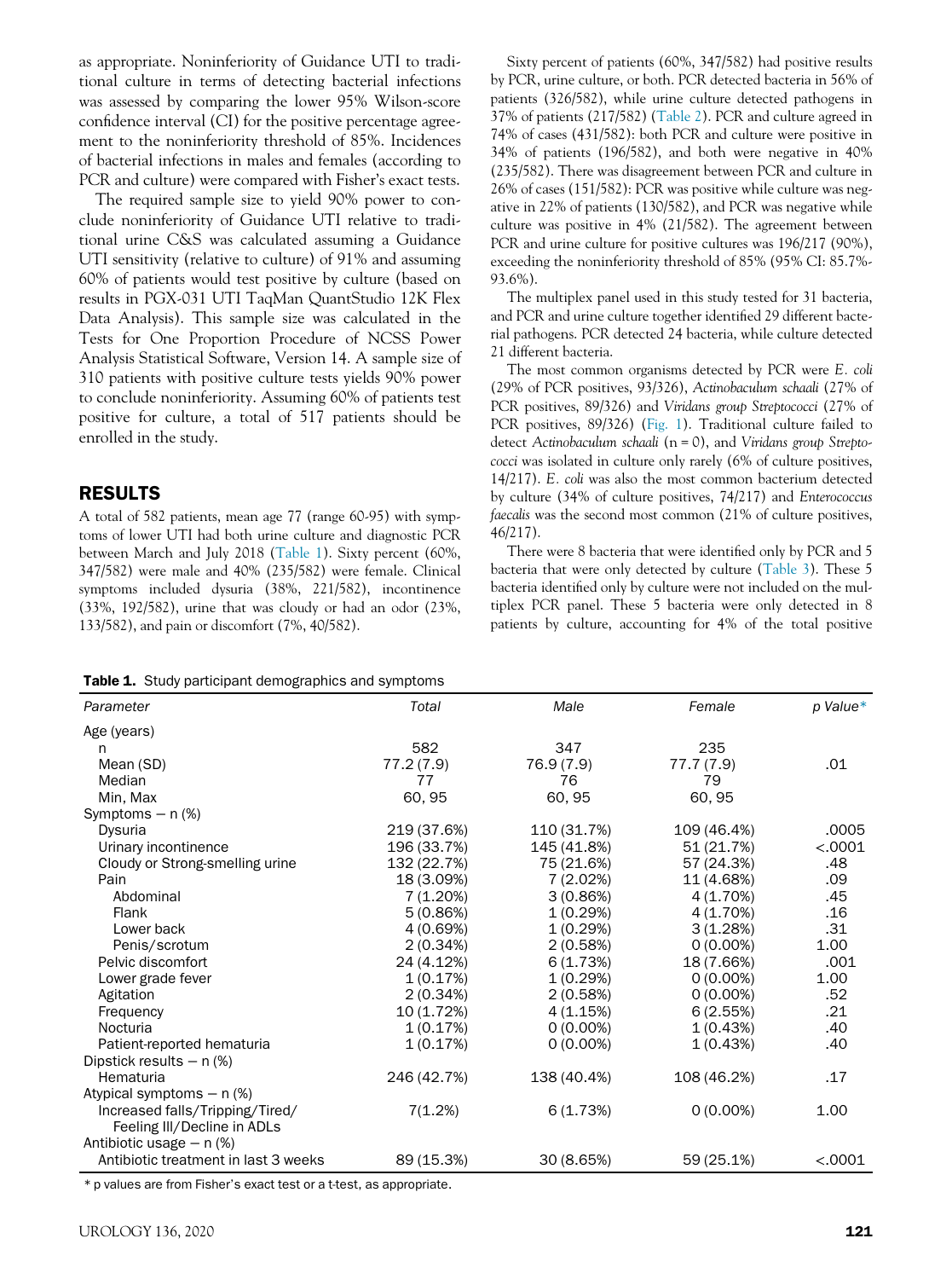as appropriate. Noninferiority of Guidance UTI to traditional culture in terms of detecting bacterial infections was assessed by comparing the lower 95% Wilson-score confidence interval (CI) for the positive percentage agreement to the noninferiority threshold of 85%. Incidences of bacterial infections in males and females (according to PCR and culture) were compared with Fisher's exact tests.

The required sample size to yield 90% power to conclude noninferiority of Guidance UTI relative to traditional urine C&S was calculated assuming a Guidance UTI sensitivity (relative to culture) of 91% and assuming 60% of patients would test positive by culture (based on results in PGX-031 UTI TaqMan QuantStudio 12K Flex Data Analysis). This sample size was calculated in the Tests for One Proportion Procedure of NCSS Power Analysis Statistical Software, Version 14. A sample size of 310 patients with positive culture tests yields 90% power to conclude noninferiority. Assuming 60% of patients test positive for culture, a total of 517 patients should be enrolled in the study.

## RESULTS

A total of 582 patients, mean age 77 (range 60-95) with symptoms of lower UTI had both urine culture and diagnostic PCR between March and July 2018 (Table 1). Sixty percent (60%, 347/582) were male and 40% (235/582) were female. Clinical symptoms included dysuria (38%, 221/582), incontinence (33%, 192/582), urine that was cloudy or had an odor (23%, 133/582), and pain or discomfort (7%, 40/582).

Sixty percent of patients (60%, 347/582) had positive results by PCR, urine culture, or both. PCR detected bacteria in 56% of patients (326/582), while urine culture detected pathogens in 37% of patients (217/582) (Table 2). PCR and culture agreed in 74% of cases (431/582): both PCR and culture were positive in 34% of patients (196/582), and both were negative in 40% (235/582). There was disagreement between PCR and culture in 26% of cases (151/582): PCR was positive while culture was negative in 22% of patients (130/582), and PCR was negative while culture was positive in 4% (21/582). The agreement between PCR and urine culture for positive cultures was 196/217 (90%), exceeding the noninferiority threshold of 85% (95% CI: 85.7%-93.6%).

The multiplex panel used in this study tested for 31 bacteria, and PCR and urine culture together identified 29 different bacterial pathogens. PCR detected 24 bacteria, while culture detected 21 different bacteria.

The most common organisms detected by PCR were *E. coli* (29% of PCR positives, 93/326), *Actinobaculum schaali* (27% of PCR positives, 89/326) and *Viridans group Streptococci* (27% of PCR positives, 89/326) (Fig. 1). Traditional culture failed to detect *Actinobaculum schaali* (n = 0), and *Viridans group Streptococci* was isolated in culture only rarely (6% of culture positives, 14/217). *E. coli* was also the most common bacterium detected by culture (34% of culture positives, 74/217) and *Enterococcus faecalis* was the second most common (21% of culture positives, 46/217).

There were 8 bacteria that were identified only by PCR and 5 bacteria that were only detected by culture (Table 3). These 5 bacteria identified only by culture were not included on the multiplex PCR panel. These 5 bacteria were only detected in 8 patients by culture, accounting for 4% of the total positive

**Table 1.** Study participant demographics and symptoms

| Parameter | Total | Male | Female | p Value* |
|---|---|---|---|---|
| Age (years) | | | | |
| n | 582 | 347 | 235 | |
| Mean (SD) | 77.2 (7.9) | 76.9 (7.9) | 77.7 (7.9) | .01 |
| Median | 77 | 76 | 79 | |
| Min, Max | 60, 95 | 60, 95 | 60, 95 | |
| Symptoms – n (%) | | | | |
| Dysuria | 219 (37.6%) | 110 (31.7%) | 109 (46.4%) | .0005 |
| Urinary incontinence | 196 (33.7%) | 145 (41.8%) | 51 (21.7%) | <.0001 |
| Cloudy or Strong-smelling urine | 132 (22.7%) | 75 (21.6%) | 57 (24.3%) | .48 |
| Pain | 18 (3.09%) | 7 (2.02%) | 11 (4.68%) | .09 |
| Abdominal | 7 (1.20%) | 3 (0.86%) | 4 (1.70%) | .45 |
| Flank | 5 (0.86%) | 1 (0.29%) | 4 (1.70%) | .16 |
| Lower back | 4 (0.69%) | 1 (0.29%) | 3 (1.28%) | .31 |
| Penis/scrotum | 2 (0.34%) | 2 (0.58%) | 0 (0.00%) | 1.00 |
| Pelvic discomfort | 24 (4.12%) | 6 (1.73%) | 18 (7.66%) | .001 |
| Lower grade fever | 1 (0.17%) | 1 (0.29%) | 0 (0.00%) | 1.00 |
| Agitation | 2 (0.34%) | 2 (0.58%) | 0 (0.00%) | .52 |
| Frequency | 10 (1.72%) | 4 (1.15%) | 6 (2.55%) | .21 |
| Nocturia | 1 (0.17%) | 0 (0.00%) | 1 (0.43%) | .40 |
| Patient-reported hematuria | 1 (0.17%) | 0 (0.00%) | 1 (0.43%) | .40 |
| Dipstick results – n (%) | | | | |
| Hematuria | 246 (42.7%) | 138 (40.4%) | 108 (46.2%) | .17 |
| Atypical symptoms – n (%) | | | | |
| Increased falls/Tripping/Tired/ Feeling Ill/Decline in ADLs | 7(1.2%) | 6 (1.73%) | 0 (0.00%) | 1.00 |
| Antibiotic usage – n (%) | | | | |
| Antibiotic treatment in last 3 weeks | 89 (15.3%) | 30 (8.65%) | 59 (25.1%) | <.0001 |

\* p values are from Fisher's exact test or a t-test, as appropriate.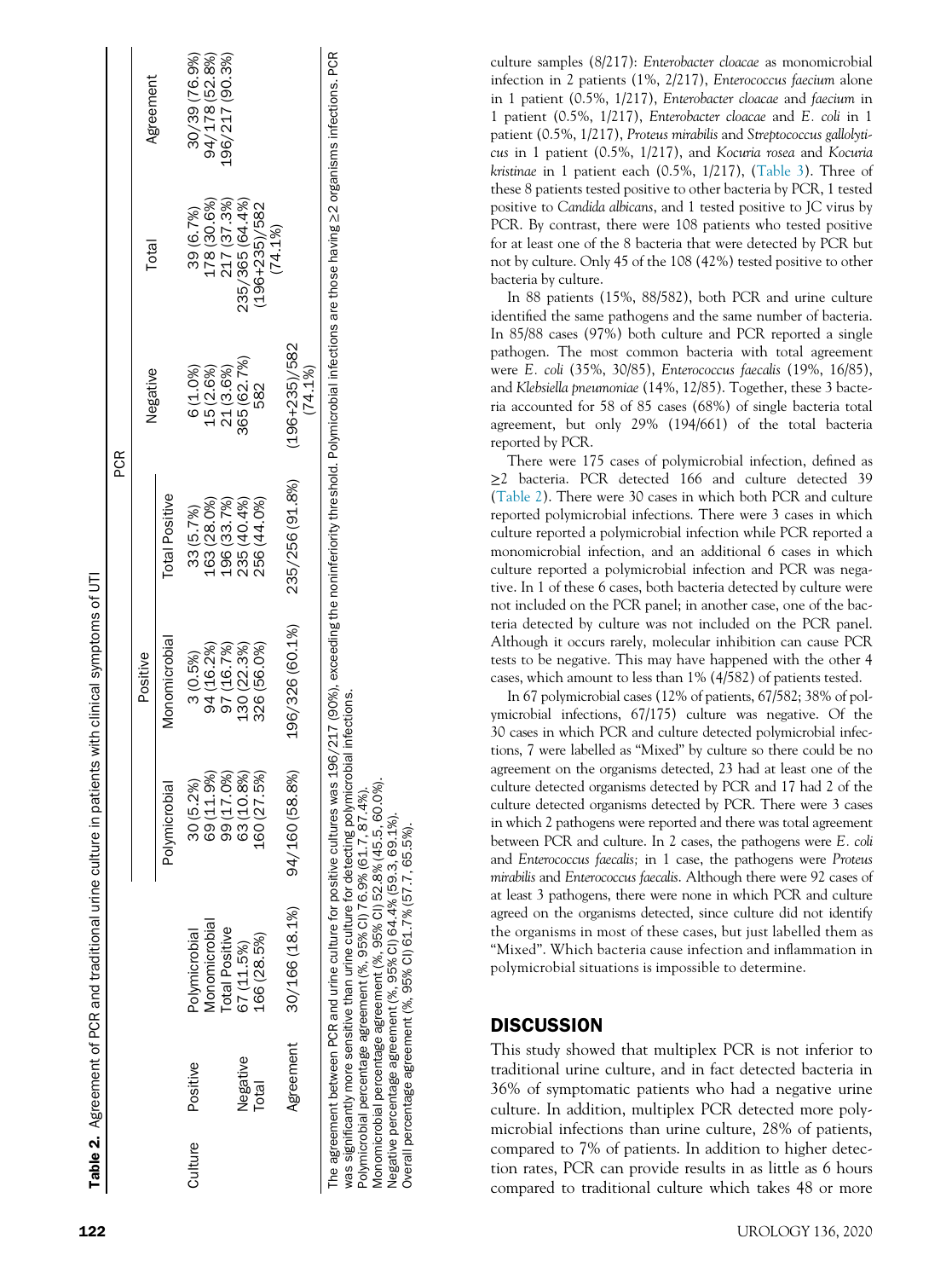**Table 2.** Agreement of PCR and traditional urine culture in patients with clinical symptoms of UTI

| | | PCR | | | | | |
|---|---|---|---|---|---|---|---|
| | | Positive | | | | | |
| | | Polymicrobial | Monomicrobial | Total Positive | Negative | Total | Agreement |
| Culture | Positive | | | | | | |
| | Polymicrobial | 30 (5.2%) | 3 (0.5%) | 33 (5.7%) | 6 (1.0%) | 39 (6.7%) | 30/39 (76.9%) |
| | Monomicrobial | 69 (11.9%) | 94 (16.2%) | 163 (28.0%) | 15 (2.6%) | 178 (30.6%) | 94/178 (52.8%) |
| | Total Positive | 99 (17.0%) | 97 (16.7%) | 196 (33.7%) | 21 (3.6%) | 217 (37.3%) | 196/217 (90.3%) |
| | Negative | 67 (11.5%) | 130 (22.3%) | 235 (40.4%) | 365 (62.7%) | 235/365 (64.4%) | |
| | Total | 166 (28.5%) | 326 (56.0%) | 256 (44.0%) | 582 | (196+235)/582 (74.1%) | |
| | Agreement | 30/166 (18.1%) | 94/160 (58.8%) | 196/326 (60.1%) | 235/256 (91.8%) | (196+235)/582 (74.1%) | |

The agreement between PCR and urine culture for positive cultures was 196/217 (90%), exceeding the noninferiority threshold. Polymicrobial infections are those having ≥2 organisms infections. PCR was significantly more sensitive than urine culture for detecting polymicrobial infections.
Polymicrobial percentage agreement (%, 95% CI) 76.9% (61.7, 87.4%).
Monomicrobial percentage agreement (%, 95% CI) 52.8% (45.5, 60.0%).
Negative percentage agreement (%, 95% CI) 64.4% (59.3, 69.1%).
Overall percentage agreement (%, 95% CI) 61.7% (57.7, 65.5%).

culture samples (8/217): *Enterobacter cloacae* as monomicrobial infection in 2 patients (1%, 2/217), *Enterococcus faecium* alone in 1 patient (0.5%, 1/217), *Enterobacter cloacae* and *faecium* in 1 patient (0.5%, 1/217), *Enterobacter cloacae* and *E. coli* in 1 patient (0.5%, 1/217), *Proteus mirabilis* and *Streptococcus gallolyticus* in 1 patient (0.5%, 1/217), and *Kocuria rosea* and *Kocuria kristinae* in 1 patient each (0.5%, 1/217), (Table 3). Three of these 8 patients tested positive to other bacteria by PCR, 1 tested positive to *Candida albicans*, and 1 tested positive to JC virus by PCR. By contrast, there were 108 patients who tested positive for at least one of the 8 bacteria that were detected by PCR but not by culture. Only 45 of the 108 (42%) tested positive to other bacteria by culture.

In 88 patients (15%, 88/582), both PCR and urine culture identified the same pathogens and the same number of bacteria. In 85/88 cases (97%) both culture and PCR reported a single pathogen. The most common bacteria with total agreement were *E. coli* (35%, 30/85), *Enterococcus faecalis* (19%, 16/85), and *Klebsiella pneumoniae* (14%, 12/85). Together, these 3 bacteria accounted for 58 of 85 cases (68%) of single bacteria total agreement, but only 29% (194/661) of the total bacteria reported by PCR.

There were 175 cases of polymicrobial infection, defined as ≥2 bacteria. PCR detected 166 and culture detected 39 (Table 2). There were 30 cases in which both PCR and culture reported polymicrobial infections. There were 3 cases in which culture reported a polymicrobial infection while PCR reported a monomicrobial infection, and an additional 6 cases in which culture reported a polymicrobial infection and PCR was negative. In 1 of these 6 cases, both bacteria detected by culture were not included on the PCR panel; in another case, one of the bacteria detected by culture was not included on the PCR panel. Although it occurs rarely, molecular inhibition can cause PCR tests to be negative. This may have happened with the other 4 cases, which amount to less than 1% (4/582) of patients tested.

In 67 polymicrobial cases (12% of patients, 67/582; 38% of polymicrobial infections, 67/175) culture was negative. Of the 30 cases in which PCR and culture detected polymicrobial infections, 7 were labelled as "Mixed" by culture so there could be no agreement on the organisms detected, 23 had at least one of the culture detected organisms detected by PCR and 17 had 2 of the culture detected organisms detected by PCR. There were 3 cases in which 2 pathogens were reported and there was total agreement between PCR and culture. In 2 cases, the pathogens were *E. coli* and *Enterococcus faecalis;* in 1 case, the pathogens were *Proteus mirabilis* and *Enterococcus faecalis*. Although there were 92 cases of at least 3 pathogens, there were none in which PCR and culture agreed on the organisms detected, since culture did not identify the organisms in most of these cases, but just labelled them as "Mixed". Which bacteria cause infection and inflammation in polymicrobial situations is impossible to determine.

## DISCUSSION

This study showed that multiplex PCR is not inferior to traditional urine culture, and in fact detected bacteria in 36% of symptomatic patients who had a negative urine culture. In addition, multiplex PCR detected more polymicrobial infections than urine culture, 28% of patients, compared to 7% of patients. In addition to higher detection rates, PCR can provide results in as little as 6 hours compared to traditional culture which takes 48 or more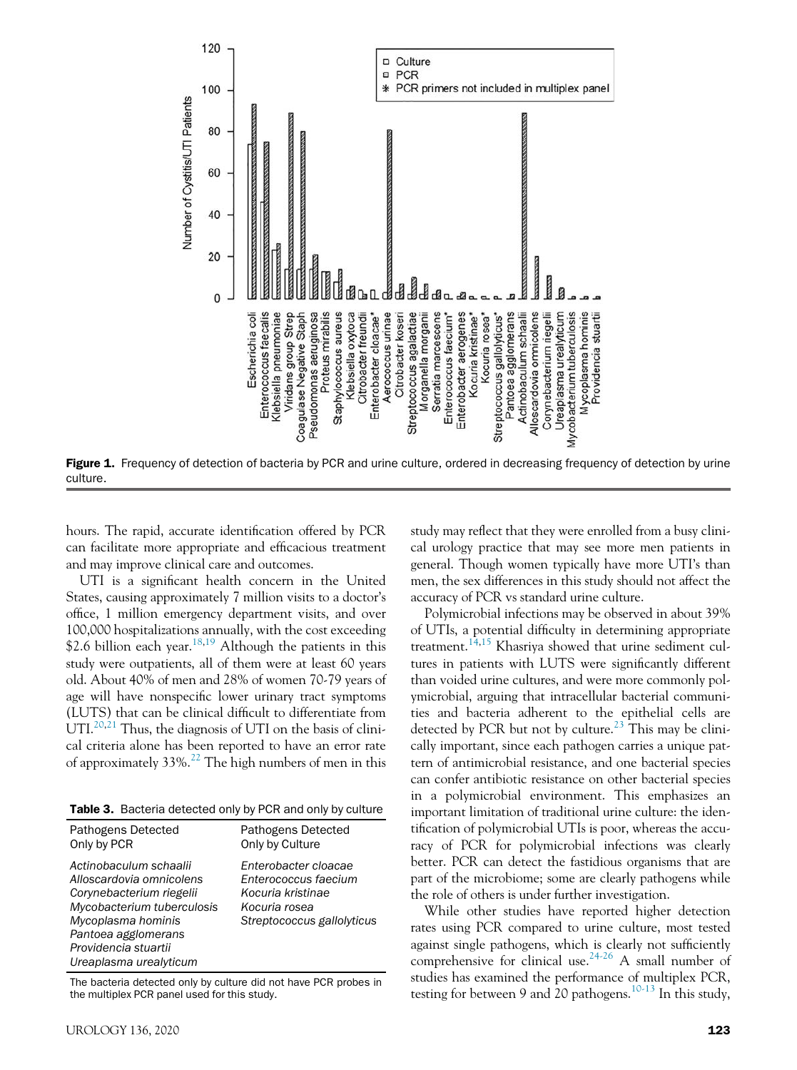**Figure 1.** Frequency of detection of bacteria by PCR and urine culture, ordered in decreasing frequency of detection by urine culture.

hours. The rapid, accurate identification offered by PCR can facilitate more appropriate and efficacious treatment and may improve clinical care and outcomes.

UTI is a significant health concern in the United States, causing approximately 7 million visits to a doctor's office, 1 million emergency department visits, and over 100,000 hospitalizations annually, with the cost exceeding $2.6 billion each year.[18,19] Although the patients in this study were outpatients, all of them were at least 60 years old. About 40% of men and 28% of women 70-79 years of age will have nonspecific lower urinary tract symptoms (LUTS) that can be clinical difficult to differentiate from UTI.[20,21] Thus, the diagnosis of UTI on the basis of clinical criteria alone has been reported to have an error rate of approximately 33%.[22] The high numbers of men in this study may reflect that they were enrolled from a busy clinical urology practice that may see more men patients in general. Though women typically have more UTI's than men, the sex differences in this study should not affect the accuracy of PCR vs standard urine culture.

**Table 3.** Bacteria detected only by PCR and only by culture

| Pathogens Detected Only by PCR | Pathogens Detected Only by Culture |
|---|---|
| *Actinobaculum schaalii* | *Enterobacter cloacae* |
| *Alloscardovia omnicolens* | *Enterococcus faecium* |
| *Corynebacterium riegelii* | *Kocuria kristinae* |
| *Mycobacterium tuberculosis* | *Kocuria rosea* |
| *Mycoplasma hominis* | *Streptococcus gallolyticus* |
| *Pantoea agglomerans* | |
| *Providencia stuartii* | |
| *Ureaplasma urealyticum* | |

The bacteria detected only by culture did not have PCR probes in the multiplex PCR panel used for this study.

Polymicrobial infections may be observed in about 39% of UTIs, a potential difficulty in determining appropriate treatment.[14,15] Khasriya showed that urine sediment cultures in patients with LUTS were significantly different than voided urine cultures, and were more commonly polymicrobial, arguing that intracellular bacterial communities and bacteria adherent to the epithelial cells are detected by PCR but not by culture.[23] This may be clinically important, since each pathogen carries a unique pattern of antimicrobial resistance, and one bacterial species can confer antibiotic resistance on other bacterial species in a polymicrobial environment. This emphasizes an important limitation of traditional urine culture: the identification of polymicrobial UTIs is poor, whereas the accuracy of PCR for polymicrobial infections was clearly better. PCR can detect the fastidious organisms that are part of the microbiome; some are clearly pathogens while the role of others is under further investigation.

While other studies have reported higher detection rates using PCR compared to urine culture, most tested against single pathogens, which is clearly not sufficiently comprehensive for clinical use.[24-26] A small number of studies has examined the performance of multiplex PCR, testing for between 9 and 20 pathogens.[10-13] In this study,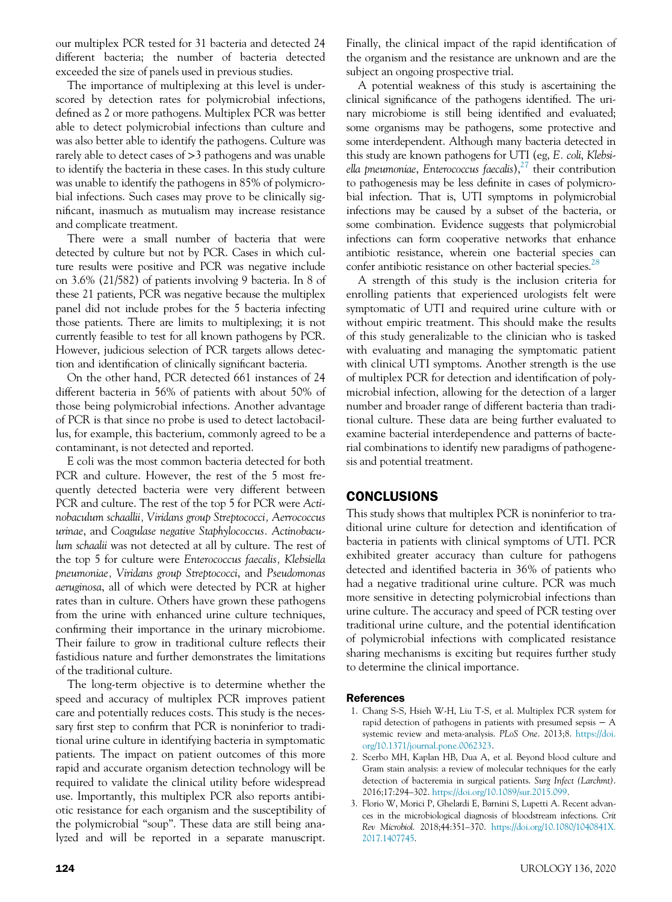our multiplex PCR tested for 31 bacteria and detected 24 different bacteria; the number of bacteria detected exceeded the size of panels used in previous studies.

The importance of multiplexing at this level is underscored by detection rates for polymicrobial infections, defined as 2 or more pathogens. Multiplex PCR was better able to detect polymicrobial infections than culture and was also better able to identify the pathogens. Culture was rarely able to detect cases of >3 pathogens and was unable to identify the bacteria in these cases. In this study culture was unable to identify the pathogens in 85% of polymicrobial infections. Such cases may prove to be clinically significant, inasmuch as mutualism may increase resistance and complicate treatment.

There were a small number of bacteria that were detected by culture but not by PCR. Cases in which culture results were positive and PCR was negative include on 3.6% (21/582) of patients involving 9 bacteria. In 8 of these 21 patients, PCR was negative because the multiplex panel did not include probes for the 5 bacteria infecting those patients. There are limits to multiplexing; it is not currently feasible to test for all known pathogens by PCR. However, judicious selection of PCR targets allows detection and identification of clinically significant bacteria.

On the other hand, PCR detected 661 instances of 24 different bacteria in 56% of patients with about 50% of those being polymicrobial infections. Another advantage of PCR is that since no probe is used to detect lactobacillus, for example, this bacterium, commonly agreed to be a contaminant, is not detected and reported.

E coli was the most common bacteria detected for both PCR and culture. However, the rest of the 5 most frequently detected bacteria were very different between PCR and culture. The rest of the top 5 for PCR were *Actinobaculum schaallii, Viridans group Streptococci*, *Aerrococcus urinae*, and *Coagulase negative Staphylococcus*. *Actinobaculum schaalii* was not detected at all by culture. The rest of the top 5 for culture were *Enterococcus faecalis, Klebsiella pneumoniae, Viridans group Streptococci*, and *Pseudomonas aeruginosa*, all of which were detected by PCR at higher rates than in culture. Others have grown these pathogens from the urine with enhanced urine culture techniques, confirming their importance in the urinary microbiome. Their failure to grow in traditional culture reflects their fastidious nature and further demonstrates the limitations of the traditional culture.

The long-term objective is to determine whether the speed and accuracy of multiplex PCR improves patient care and potentially reduces costs. This study is the necessary first step to confirm that PCR is noninferior to traditional urine culture in identifying bacteria in symptomatic patients. The impact on patient outcomes of this more rapid and accurate organism detection technology will be required to validate the clinical utility before widespread use. Importantly, this multiplex PCR also reports antibiotic resistance for each organism and the susceptibility of the polymicrobial "soup". These data are still being analyzed and will be reported in a separate manuscript. Finally, the clinical impact of the rapid identification of the organism and the resistance are unknown and are the subject an ongoing prospective trial.

A potential weakness of this study is ascertaining the clinical significance of the pathogens identified. The urinary microbiome is still being identified and evaluated; some organisms may be pathogens, some protective and some interdependent. Although many bacteria detected in this study are known pathogens for UTI (eg, *E. coli*, *Klebsiella pneumoniae*, *Enterococcus faecalis*),[27] their contribution to pathogenesis may be less definite in cases of polymicrobial infection. That is, UTI symptoms in polymicrobial infections may be caused by a subset of the bacteria, or some combination. Evidence suggests that polymicrobial infections can form cooperative networks that enhance antibiotic resistance, wherein one bacterial species can confer antibiotic resistance on other bacterial species.[28]

A strength of this study is the inclusion criteria for enrolling patients that experienced urologists felt were symptomatic of UTI and required urine culture with or without empiric treatment. This should make the results of this study generalizable to the clinician who is tasked with evaluating and managing the symptomatic patient with clinical UTI symptoms. Another strength is the use of multiplex PCR for detection and identification of polymicrobial infection, allowing for the detection of a larger number and broader range of different bacteria than traditional culture. These data are being further evaluated to examine bacterial interdependence and patterns of bacterial combinations to identify new paradigms of pathogenesis and potential treatment.

## CONCLUSIONS

This study shows that multiplex PCR is noninferior to traditional urine culture for detection and identification of bacteria in patients with clinical symptoms of UTI. PCR exhibited greater accuracy than culture for pathogens detected and identified bacteria in 36% of patients who had a negative traditional urine culture. PCR was much more sensitive in detecting polymicrobial infections than urine culture. The accuracy and speed of PCR testing over traditional urine culture, and the potential identification of polymicrobial infections with complicated resistance sharing mechanisms is exciting but requires further study to determine the clinical importance.

### References

1. Chang S-S, Hsieh W-H, Liu T-S, et al. Multiplex PCR system for rapid detection of pathogens in patients with presumed sepsis — A systemic review and meta-analysis. *PLoS One*. 2013;8. https://doi.org/10.1371/journal.pone.0062323.
2. Scerbo MH, Kaplan HB, Dua A, et al. Beyond blood culture and Gram stain analysis: a review of molecular techniques for the early detection of bacteremia in surgical patients. *Surg Infect (Larchmt)*. 2016;17:294–302. https://doi.org/10.1089/sur.2015.099.
3. Florio W, Morici P, Ghelardi E, Barnini S, Lupetti A. Recent advances in the microbiological diagnosis of bloodstream infections. *Crit Rev Microbiol*. 2018;44:351–370. https://doi.org/10.1080/1040841X.2017.1407745.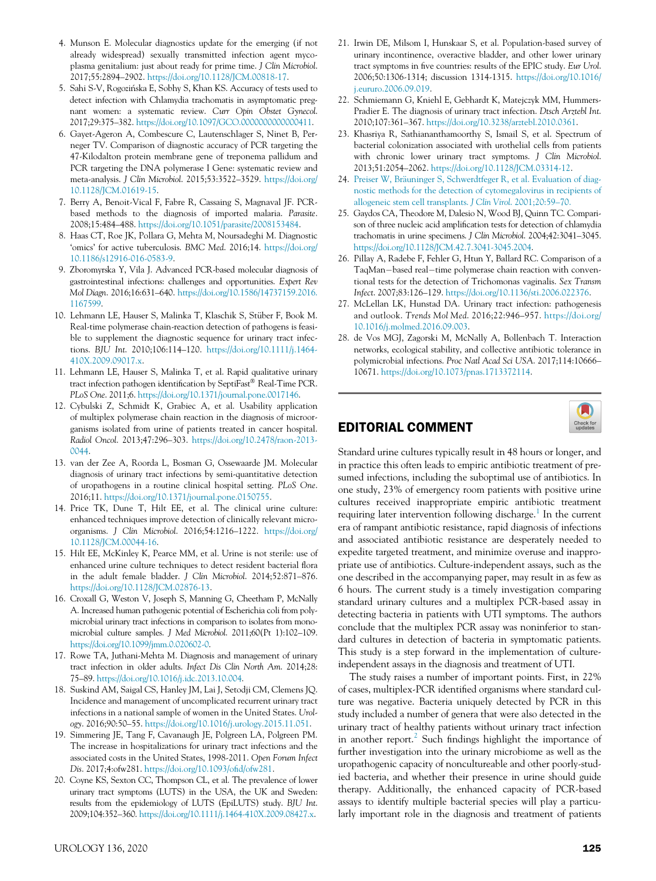4. Munson E. Molecular diagnostics update for the emerging (if not already widespread) sexually transmitted infection agent mycoplasma genitalium: just about ready for prime time. *J Clin Microbiol.* 2017;55:2894–2902. https://doi.org/10.1128/JCM.00818-17.
5. Sahi S-V, Rogozińska E, Sobhy S, Khan KS. Accuracy of tests used to detect infection with Chlamydia trachomatis in asymptomatic pregnant women: a systematic review. *Curr Opin Obstet Gynecol.* 2017;29:375–382. https://doi.org/10.1097/GCO.0000000000000411.
6. Gayet-Ageron A, Combescure C, Lautenschlager S, Ninet B, Perneger TV. Comparison of diagnostic accuracy of PCR targeting the 47-Kilodalton protein membrane gene of treponema pallidum and PCR targeting the DNA polymerase I Gene: systematic review and meta-analysis. *J Clin Microbiol.* 2015;53:3522–3529. https://doi.org/10.1128/JCM.01619-15.
7. Berry A, Benoit-Vical F, Fabre R, Cassaing S, Magnaval JF. PCR-based methods to the diagnosis of imported malaria. *Parasite.* 2008;15:484–488. https://doi.org/10.1051/parasite/2008153484.
8. Haas CT, Roe JK, Pollara G, Mehta M, Noursadeghi M. Diagnostic 'omics' for active tuberculosis. *BMC Med.* 2016;14. https://doi.org/10.1186/s12916-016-0583-9.
9. Zboromyrska Y, Vila J. Advanced PCR-based molecular diagnosis of gastrointestinal infections: challenges and opportunities. *Expert Rev Mol Diagn.* 2016;16:631–640. https://doi.org/10.1586/14737159.2016.1167599.
10. Lehmann LE, Hauser S, Malinka T, Klaschik S, Stüber F, Book M. Real-time polymerase chain-reaction detection of pathogens is feasible to supplement the diagnostic sequence for urinary tract infections. *BJU Int.* 2010;106:114–120. https://doi.org/10.1111/j.1464-410X.2009.09017.x.
11. Lehmann LE, Hauser S, Malinka T, et al. Rapid qualitative urinary tract infection pathogen identification by SeptiFast® Real-Time PCR. *PLoS One.* 2011;6. https://doi.org/10.1371/journal.pone.0017146.
12. Cybulski Z, Schmidt K, Grabiec A, et al. Usability application of multiplex polymerase chain reaction in the diagnosis of microorganisms isolated from urine of patients treated in cancer hospital. *Radiol Oncol.* 2013;47:296–303. https://doi.org/10.2478/raon-2013-0044.
13. van der Zee A, Roorda L, Bosman G, Ossewaarde JM. Molecular diagnosis of urinary tract infections by semi-quantitative detection of uropathogens in a routine clinical hospital setting. *PLoS One.* 2016;11. https://doi.org/10.1371/journal.pone.0150755.
14. Price TK, Dune T, Hilt EE, et al. The clinical urine culture: enhanced techniques improve detection of clinically relevant microorganisms. *J Clin Microbiol.* 2016;54:1216–1222. https://doi.org/10.1128/JCM.00044-16.
15. Hilt EE, McKinley K, Pearce MM, et al. Urine is not sterile: use of enhanced urine culture techniques to detect resident bacterial flora in the adult female bladder. *J Clin Microbiol.* 2014;52:871–876. https://doi.org/10.1128/JCM.02876-13.
16. Croxall G, Weston V, Joseph S, Manning G, Cheetham P, McNally A. Increased human pathogenic potential of Escherichia coli from polymicrobial urinary tract infections in comparison to isolates from monomicrobial culture samples. *J Med Microbiol.* 2011;60(Pt 1):102–109. https://doi.org/10.1099/jmm.0.020602-0.
17. Rowe TA, Juthani-Mehta M. Diagnosis and management of urinary tract infection in older adults. *Infect Dis Clin North Am.* 2014;28:75–89. https://doi.org/10.1016/j.idc.2013.10.004.
18. Suskind AM, Saigal CS, Hanley JM, Lai J, Setodji CM, Clemens JQ. Incidence and management of uncomplicated recurrent urinary tract infections in a national sample of women in the United States. *Urology.* 2016;90:50–55. https://doi.org/10.1016/j.urology.2015.11.051.
19. Simmering JE, Tang F, Cavanaugh JE, Polgreen LA, Polgreen PM. The increase in hospitalizations for urinary tract infections and the associated costs in the United States, 1998-2011. *Open Forum Infect Dis.* 2017;4:ofw281. https://doi.org/10.1093/ofid/ofw281.
20. Coyne KS, Sexton CC, Thompson CL, et al. The prevalence of lower urinary tract symptoms (LUTS) in the USA, the UK and Sweden: results from the epidemiology of LUTS (EpiLUTS) study. *BJU Int.* 2009;104:352–360. https://doi.org/10.1111/j.1464-410X.2009.08427.x.
21. Irwin DE, Milsom I, Hunskaar S, et al. Population-based survey of urinary incontinence, overactive bladder, and other lower urinary tract symptoms in five countries: results of the EPIC study. *Eur Urol.* 2006;50:1306-1314; discussion 1314-1315. https://doi.org/10.1016/j.eururo.2006.09.019.
22. Schmiemann G, Kniehl E, Gebhardt K, Matejczyk MM, Hummers-Pradier E. The diagnosis of urinary tract infection. *Dtsch Arztebl Int.* 2010;107:361–367. https://doi.org/10.3238/arztebl.2010.0361.
23. Khasriya R, Sathiananthamoorthy S, Ismail S, et al. Spectrum of bacterial colonization associated with urothelial cells from patients with chronic lower urinary tract symptoms. *J Clin Microbiol.* 2013;51:2054–2062. https://doi.org/10.1128/JCM.03314-12.
24. Preiser W, Bräuninger S, Schwerdtfeger R, et al. Evaluation of diagnostic methods for the detection of cytomegalovirus in recipients of allogeneic stem cell transplants. *J Clin Virol.* 2001;20:59–70.
25. Gaydos CA, Theodore M, Dalesio N, Wood BJ, Quinn TC. Comparison of three nucleic acid amplification tests for detection of chlamydia trachomatis in urine specimens. *J Clin Microbiol.* 2004;42:3041–3045. https://doi.org/10.1128/JCM.42.7.3041-3045.2004.
26. Pillay A, Radebe F, Fehler G, Htun Y, Ballard RC. Comparison of a TaqMan−based real−time polymerase chain reaction with conventional tests for the detection of Trichomonas vaginalis. *Sex Transm Infect.* 2007;83:126–129. https://doi.org/10.1136/sti.2006.022376.
27. McLellan LK, Hunstad DA. Urinary tract infection: pathogenesis and outlook. *Trends Mol Med.* 2016;22:946–957. https://doi.org/10.1016/j.molmed.2016.09.003.
28. de Vos MGJ, Zagorski M, McNally A, Bollenbach T. Interaction networks, ecological stability, and collective antibiotic tolerance in polymicrobial infections. *Proc Natl Acad Sci USA.* 2017;114:10666–10671. https://doi.org/10.1073/pnas.1713372114.

## EDITORIAL COMMENT

Standard urine cultures typically result in 48 hours or longer, and in practice this often leads to empiric antibiotic treatment of presumed infections, including the suboptimal use of antibiotics. In one study, 23% of emergency room patients with positive urine cultures received inappropriate empiric antibiotic treatment requiring later intervention following discharge.[1] In the current era of rampant antibiotic resistance, rapid diagnosis of infections and associated antibiotic resistance are desperately needed to expedite targeted treatment, and minimize overuse and inappropriate use of antibiotics. Culture-independent assays, such as the one described in the accompanying paper, may result in as few as 6 hours. The current study is a timely investigation comparing standard urinary cultures and a multiplex PCR-based assay in detecting bacteria in patients with UTI symptoms. The authors conclude that the multiplex PCR assay was noninferior to standard cultures in detection of bacteria in symptomatic patients. This study is a step forward in the implementation of culture-independent assays in the diagnosis and treatment of UTI.

The study raises a number of important points. First, in 22% of cases, multiplex-PCR identified organisms where standard culture was negative. Bacteria uniquely detected by PCR in this study included a number of genera that were also detected in the urinary tract of healthy patients without urinary tract infection in another report.[2] Such findings highlight the importance of further investigation into the urinary microbiome as well as the uropathogenic capacity of noncultureable and other poorly-studied bacteria, and whether their presence in urine should guide therapy. Additionally, the enhanced capacity of PCR-based assays to identify multiple bacterial species will play a particularly important role in the diagnosis and treatment of patients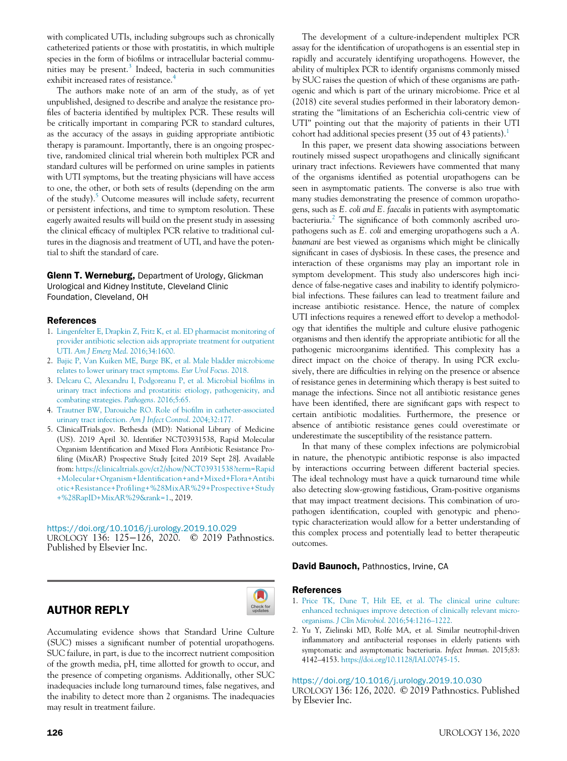with complicated UTIs, including subgroups such as chronically catheterized patients or those with prostatitis, in which multiple species in the form of biofilms or intracellular bacterial communities may be present.[3] Indeed, bacteria in such communities exhibit increased rates of resistance.[4]

The authors make note of an arm of the study, as of yet unpublished, designed to describe and analyze the resistance profiles of bacteria identified by multiplex PCR. These results will be critically important in comparing PCR to standard cultures, as the accuracy of the assays in guiding appropriate antibiotic therapy is paramount. Importantly, there is an ongoing prospective, randomized clinical trial wherein both multiplex PCR and standard cultures will be performed on urine samples in patients with UTI symptoms, but the treating physicians will have access to one, the other, or both sets of results (depending on the arm of the study).[5] Outcome measures will include safety, recurrent or persistent infections, and time to symptom resolution. These eagerly awaited results will build on the present study in assessing the clinical efficacy of multiplex PCR relative to traditional cultures in the diagnosis and treatment of UTI, and have the potential to shift the standard of care.

**Glenn T. Werneburg,** Department of Urology, Glickman Urological and Kidney Institute, Cleveland Clinic Foundation, Cleveland, OH

### References

1. Lingenfelter E, Drapkin Z, Fritz K, et al. ED pharmacist monitoring of provider antibiotic selection aids appropriate treatment for outpatient UTI. *Am J Emerg Med*. 2016;34:1600.
2. Bajic P, Van Kuiken ME, Burge BK, et al. Male bladder microbiome relates to lower urinary tract symptoms. *Eur Urol Focus*. 2018.
3. Delcaru C, Alexandru I, Podgoreanu P, et al. Microbial biofilms in urinary tract infections and prostatitis: etiology, pathogenicity, and combating strategies. *Pathogens*. 2016;5:65.
4. Trautner BW, Darouiche RO. Role of biofilm in catheter-associated urinary tract infection. *Am J Infect Control*. 2004;32:177.
5. ClinicalTrials.gov. Bethesda (MD): National Library of Medicine (US). 2019 April 30. Identifier NCT03931538, Rapid Molecular Organism Identification and Mixed Flora Antibiotic Resistance Profiling (MixAR) Prospective Study [cited 2019 Sept 28]. Available from: https://clinicaltrials.gov/ct2/show/NCT03931538?term=Rapid+Molecular+Organism+Identification+and+Mixed+Flora+Antibiotic+Resistance+Profiling+%28MixAR%29+Prospective+Study+%28RapID+MixAR%29&rank=1., 2019.

https://doi.org/10.1016/j.urology.2019.10.029
UROLOGY 136: 125−126, 2020. © 2019 Pathnostics. Published by Elsevier Inc.

## AUTHOR REPLY

Accumulating evidence shows that Standard Urine Culture (SUC) misses a significant number of potential uropathogens. SUC failure, in part, is due to the incorrect nutrient composition of the growth media, pH, time allotted for growth to occur, and the presence of competing organisms. Additionally, other SUC inadequacies include long turnaround times, false negatives, and the inability to detect more than 2 organisms. The inadequacies may result in treatment failure.

The development of a culture-independent multiplex PCR assay for the identification of uropathogens is an essential step in rapidly and accurately identifying uropathogens. However, the ability of multiplex PCR to identify organisms commonly missed by SUC raises the question of which of these organisms are pathogenic and which is part of the urinary microbiome. Price et al (2018) cite several studies performed in their laboratory demonstrating the "limitations of an Escherichia coli-centric view of UTI" pointing out that the majority of patients in their UTI cohort had additional species present (35 out of 43 patients).[1]

In this paper, we present data showing associations between routinely missed suspect uropathogens and clinically significant urinary tract infections. Reviewers have commented that many of the organisms identified as potential uropathogens can be seen in asymptomatic patients. The converse is also true with many studies demonstrating the presence of common uropathogens, such as *E. coli and E. faecalis* in patients with asymptomatic bacteriuria.[2] The significance of both commonly ascribed uropathogens such as *E. coli* and emerging uropathogens such a *A. baumani* are best viewed as organisms which might be clinically significant in cases of dysbiosis. In these cases, the presence and interaction of these organisms may play an important role in symptom development. This study also underscores high incidence of false-negative cases and inability to identify polymicrobial infections. These failures can lead to treatment failure and increase antibiotic resistance. Hence, the nature of complex UTI infections requires a renewed effort to develop a methodology that identifies the multiple and culture elusive pathogenic organisms and then identify the appropriate antibiotic for all the pathogenic microorganisms identified. This complexity has a direct impact on the choice of therapy. In using PCR exclusively, there are difficulties in relying on the presence or absence of resistance genes in determining which therapy is best suited to manage the infections. Since not all antibiotic resistance genes have been identified, there are significant gaps with respect to certain antibiotic modalities. Furthermore, the presence or absence of antibiotic resistance genes could overestimate or underestimate the susceptibility of the resistance pattern.

In that many of these complex infections are polymicrobial in nature, the phenotypic antibiotic response is also impacted by interactions occurring between different bacterial species. The ideal technology must have a quick turnaround time while also detecting slow-growing fastidious, Gram-positive organisms that may impact treatment decisions. This combination of uropathogen identification, coupled with genotypic and phenotypic characterization would allow for a better understanding of this complex process and potentially lead to better therapeutic outcomes.

**David Baunoch,** Pathnostics, Irvine, CA

### References

1. Price TK, Dune T, Hilt EE, et al. The clinical urine culture: enhanced techniques improve detection of clinically relevant microorganisms. *J Clin Microbiol*. 2016;54:1216–1222.
2. Yu Y, Zielinski MD, Rolfe MA, et al. Similar neutrophil-driven inflammatory and antibacterial responses in elderly patients with symptomatic and asymptomatic bacteriuria. *Infect Immun*. 2015;83: 4142–4153. https://doi.org/10.1128/IAI.00745-15.

https://doi.org/10.1016/j.urology.2019.10.030
UROLOGY 136: 126, 2020. © 2019 Pathnostics. Published by Elsevier Inc.